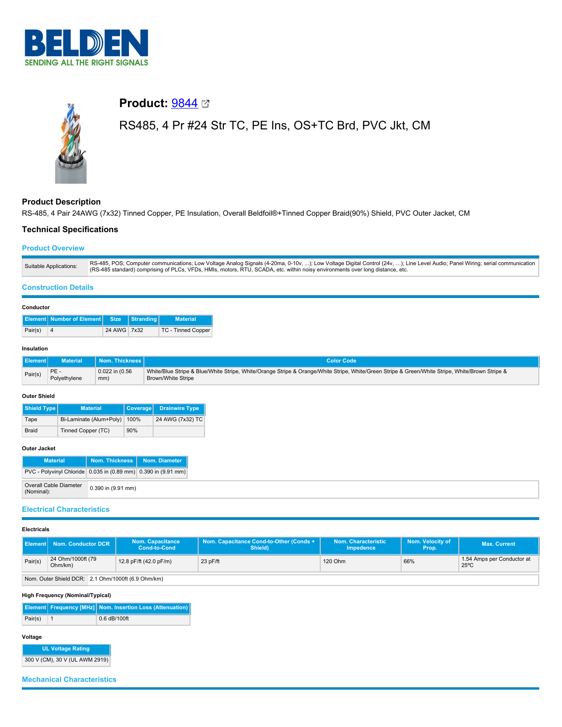# Product: 9844

RS485, 4 Pr #24 Str TC, PE Ins, OS+TC Brd, PVC Jkt, CM

## Product Description

RS-485, 4 Pair 24AWG (7x32) Tinned Copper, PE Insulation, Overall Beldfoil®+Tinned Copper Braid(90%) Shield, PVC Outer Jacket, CM

## Technical Specifications

### Product Overview

| Suitable Applications: | RS-485, POS; Computer communications; Low Voltage Analog Signals (4-20ma, 0-10v, ...); Low Voltage Digital Control (24v, ...); Line Level Audio; Panel Wiring; serial communication (RS-485 standard) comprising of PLCs, VFDs, HMIs, motors, RTU, SCADA, etc. within noisy environments over long distance, etc. |
|---|---|

### Construction Details

**Conductor**

| Element | Number of Element | Size | Stranding | Material |
|---|---|---|---|---|
| Pair(s) | 4 | 24 AWG | 7x32 | TC - Tinned Copper |

**Insulation**

| Element | Material | Nom. Thickness | Color Code |
|---|---|---|---|
| Pair(s) | PE - Polyethylene | 0.022 in (0.56 mm) | White/Blue Stripe & Blue/White Stripe, White/Orange Stripe & Orange/White Stripe, White/Green Stripe & Green/White Stripe, White/Brown Stripe & Brown/White Stripe |

**Outer Shield**

| Shield Type | Material | Coverage | Drainwire Type |
|---|---|---|---|
| Tape | Bi-Laminate (Alum+Poly) | 100% | 24 AWG (7x32) TC |
| Braid | Tinned Copper (TC) | 90% | |

**Outer Jacket**

| Material | Nom. Thickness | Nom. Diameter |
|---|---|---|
| PVC - Polyvinyl Chloride | 0.035 in (0.89 mm) | 0.390 in (9.91 mm) |

| Overall Cable Diameter (Nominal): | 0.390 in (9.91 mm) |
|---|---|

### Electrical Characteristics

**Electricals**

| Element | Nom. Conductor DCR | Nom. Capacitance Cond-to-Cond | Nom. Capacitance Cond-to-Other (Conds + Shield) | Nom. Characteristic Impedence | Nom. Velocity of Prop. | Max. Current |
|---|---|---|---|---|---|---|
| Pair(s) | 24 Ohm/1000ft (79 Ohm/km) | 12.8 pF/ft (42.0 pF/m) | 23 pF/ft | 120 Ohm | 66% | 1.54 Amps per Conductor at 25ºC |

| Nom. Outer Shield DCR: | 2.1 Ohm/1000ft (6.9 Ohm/km) |
|---|---|

**High Frequency (Nominal/Typical)**

| Element | Frequency [MHz] | Nom. Insertion Loss (Attenuation) |
|---|---|---|
| Pair(s) | 1 | 0.6 dB/100ft |

**Voltage**

| UL Voltage Rating |
|---|
| 300 V (CM), 30 V (UL AWM 2919) |

### Mechanical Characteristics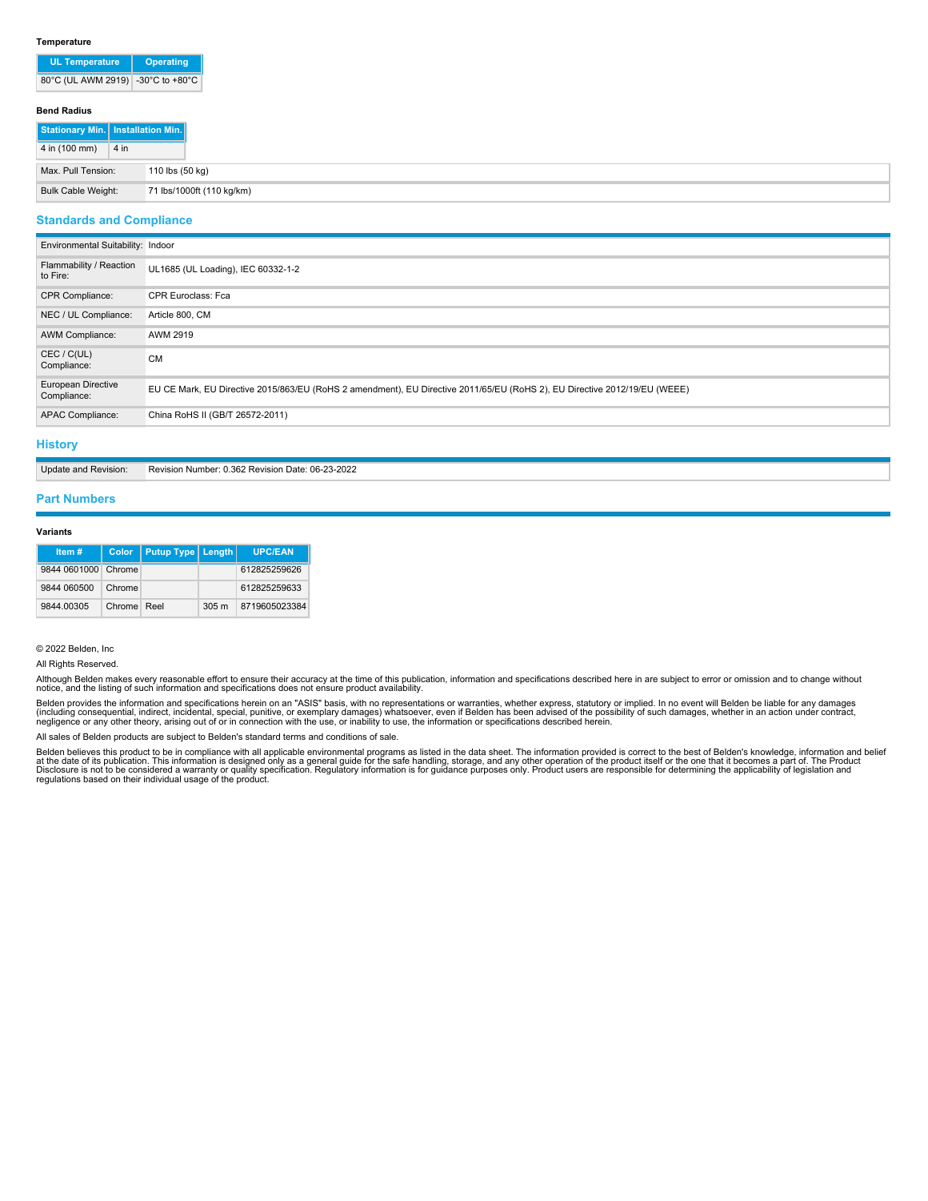#### Temperature

| UL Temperature | Operating |
|---|---|
| 80°C (UL AWM 2919) | -30°C to +80°C |

#### Bend Radius

| Stationary Min. | Installation Min. |
|---|---|
| 4 in (100 mm) | 4 in |

| | |
|---|---|
| Max. Pull Tension: | 110 lbs (50 kg) |
| Bulk Cable Weight: | 71 lbs/1000ft (110 kg/km) |

## Standards and Compliance

| | |
|---|---|
| Environmental Suitability: | Indoor |
| Flammability / Reaction to Fire: | UL1685 (UL Loading), IEC 60332-1-2 |
| CPR Compliance: | CPR Euroclass: Fca |
| NEC / UL Compliance: | Article 800, CM |
| AWM Compliance: | AWM 2919 |
| CEC / C(UL) Compliance: | CM |
| European Directive Compliance: | EU CE Mark, EU Directive 2015/863/EU (RoHS 2 amendment), EU Directive 2011/65/EU (RoHS 2), EU Directive 2012/19/EU (WEEE) |
| APAC Compliance: | China RoHS II (GB/T 26572-2011) |

## History

| | |
|---|---|
| Update and Revision: | Revision Number: 0.362 Revision Date: 06-23-2022 |

## Part Numbers

#### Variants

| Item # | Color | Putup Type | Length | UPC/EAN |
|---|---|---|---|---|
| 9844 0601000 | Chrome | | | 612825259626 |
| 9844 060500 | Chrome | | | 612825259633 |
| 9844.00305 | Chrome | Reel | 305 m | 8719605023384 |

© 2022 Belden, Inc

All Rights Reserved.

Although Belden makes every reasonable effort to ensure their accuracy at the time of this publication, information and specifications described here in are subject to error or omission and to change without notice, and the listing of such information and specifications does not ensure product availability.

Belden provides the information and specifications herein on an "ASIS" basis, with no representations or warranties, whether express, statutory or implied. In no event will Belden be liable for any damages (including consequential, indirect, incidental, special, punitive, or exemplary damages) whatsoever, even if Belden has been advised of the possibility of such damages, whether in an action under contract, negligence or any other theory, arising out of or in connection with the use, or inability to use, the information or specifications described herein.

All sales of Belden products are subject to Belden's standard terms and conditions of sale.

Belden believes this product to be in compliance with all applicable environmental programs as listed in the data sheet. The information provided is correct to the best of Belden's knowledge, information and belief at the date of its publication. This information is designed only as a general guide for the safe handling, storage, and any other operation of the product itself or the one that it becomes a part of. The Product Disclosure is not to be considered a warranty or quality specification. Regulatory information is for guidance purposes only. Product users are responsible for determining the applicability of legislation and regulations based on their individual usage of the product.